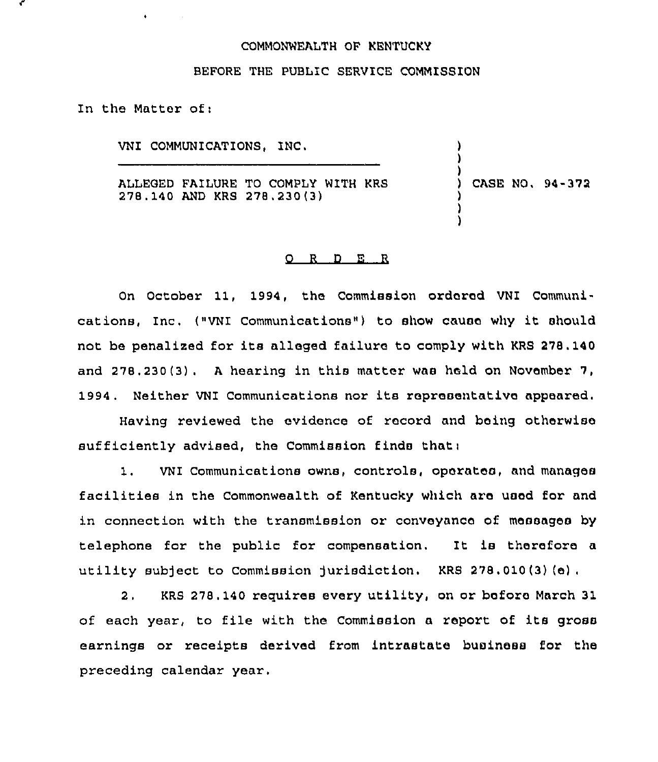COMMONWEALTH OF KENTUCKY

BEFORE THE PUBLIC SERVICE COMMISSION

In the Matter of:

VNI COMMUNICATIONS, INC.

ALLEGED FAILURE TO COMPLY WITH KRS 278.140 AND KRS 278.230(3) ) CASE NO. 94-372

O R D E R

On October 11, 1994, the Commission ordered VNI Communications, Inc. ("VNI Communications") to show cause why it should not be penalized for its alleged failure to comply with KRS 278.140 and 278.230(3). A hearing in this matter was held on November 7, 1994. Neither VNI Communications nor its representative appeared.

Having reviewed the evidence of record and being otherwise sufficiently advised, the Commission finds that:

1. VNI Communications owns, controls, operates, and manages facilities in the Commonwealth of Kentucky which are used for and in connection with the transmission or conveyance of messages by telephone for the public for compensation. It is therefore a utility subject to Commission jurisdiction. KRS 278.010(3)(e).

2. KRS 278.140 requires every utility, on or before March 31 of each year, to file with the Commission a report of its gross earnings or receipts derived from intrastate business for the preceding calendar year.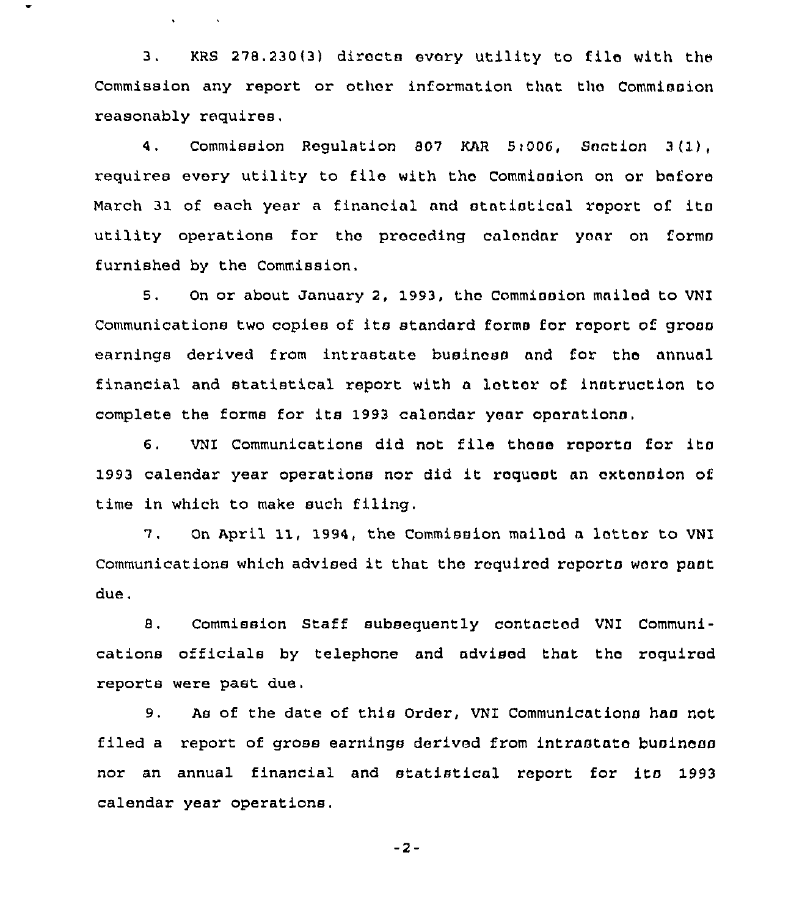3. KRS 278.230(3) directs every utility to file with the Commission any report or other information that the Commission reasonably requires.

4. Commission Regulation 807 KAR 5:006, Section 3(1), requires every utility to file with the Commission on or before March 31 of each year a financial and statistical report of its utility operations for the preceding calendar year on forms furnished by the Commission.

5. On or about January 2, 1993, the Commission mailed to VNI Communications two copies of its standard forms for report of gross earnings derived from intrastate business and for the annual financial and statistical report with a letter of instruction to complete the forms for its 1993 calendar year operations.

6. VNI Communications did not file these reports for its 1993 calendar year operations nor did it request an extension of time in which to make such filing.

7. On April 11, 1994, the Commission mailed a letter to VNI Communications which advised it that the required reports were past due.

8. Commission Staff subsequently contacted VNI Communications officials by telephone and advised that the required reports were past due.

9. As of the date of this Order, VNI Communications has not filed a report of gross earnings derived from intrastate business nor an annual financial and statistical report for its 1993 calendar year operations.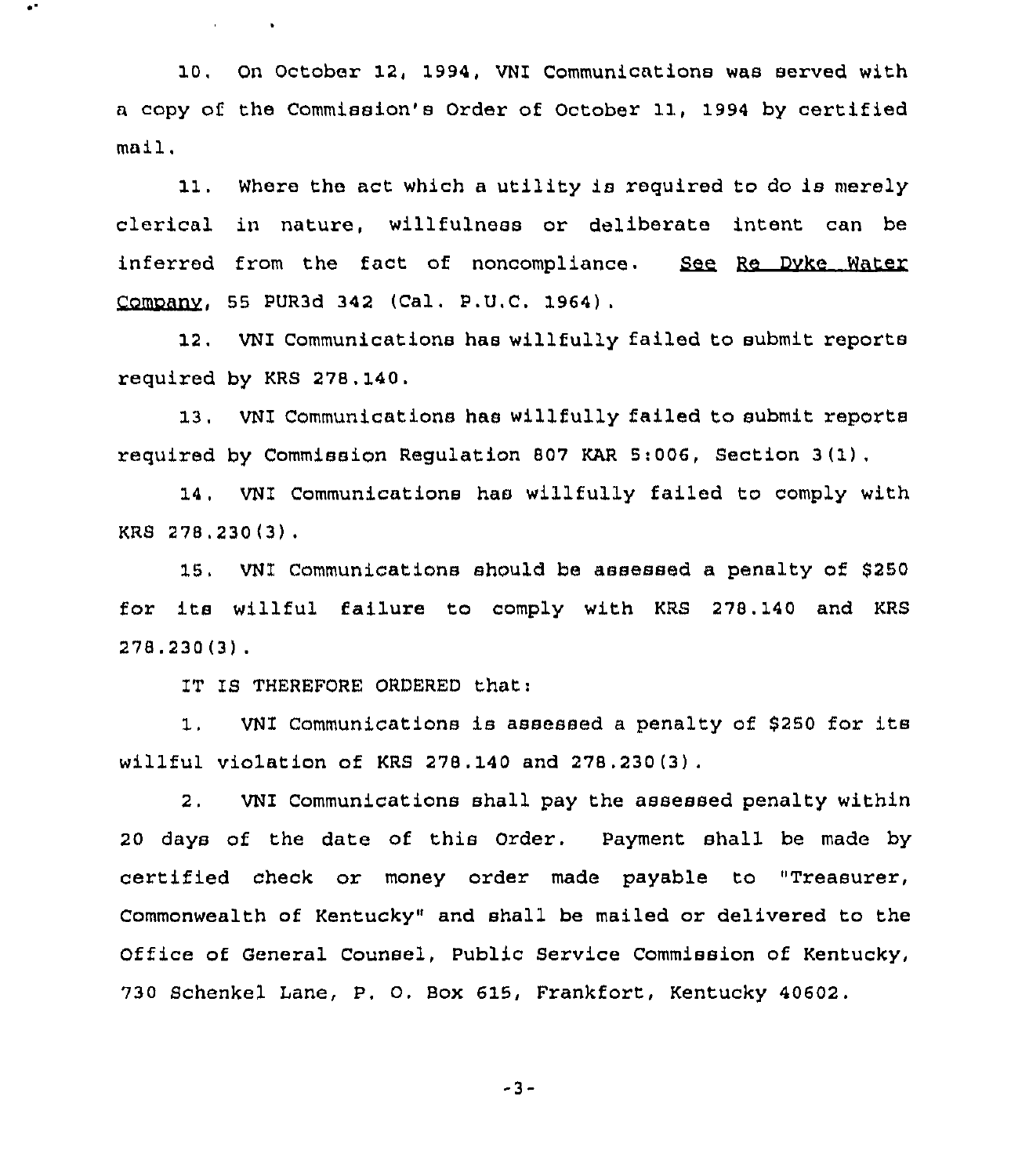10. On October 12, 1994, VNI Communications was served with a copy of the Commission's Order of October 11, 1994 by certified mail.

11. Where the act which a utility is required to do is merely clerical in nature, willfulness or deliberate intent can be inferred from the fact of noncompliance. See Re Dyke Water Company, 55 PUR3d 342 (Cal. P.U.C. 1964).

12. VNI Communications has willfully failed to submit reports required by KRS 278.140.

13. VNI Communications has willfully failed to submit reports required by Commission Regulation 807 KAR 5:006, Section 3(1).

14. VNI Communications has willfully failed to comply with KRS 278.230(3).

15. VNI Communications should be assessed a penalty of $250 for its willful failure to comply with KRS 278.140 and KRS 278.230(3).

IT IS THEREFORE ORDERED that:

1. VNI Communications is assessed a penalty of $250 for its willful violation of KRS 278.140 and 278.230(3).

2. VNI Communications shall pay the assessed penalty within 20 days of the date of this Order. Payment shall be made by certified check or money order made payable to "Treasurer, Commonwealth of Kentucky" and shall be mailed or delivered to the Office of General Counsel, Public Service Commission of Kentucky, 730 Schenkel Lane, P. O. Box 615, Frankfort, Kentucky 40602.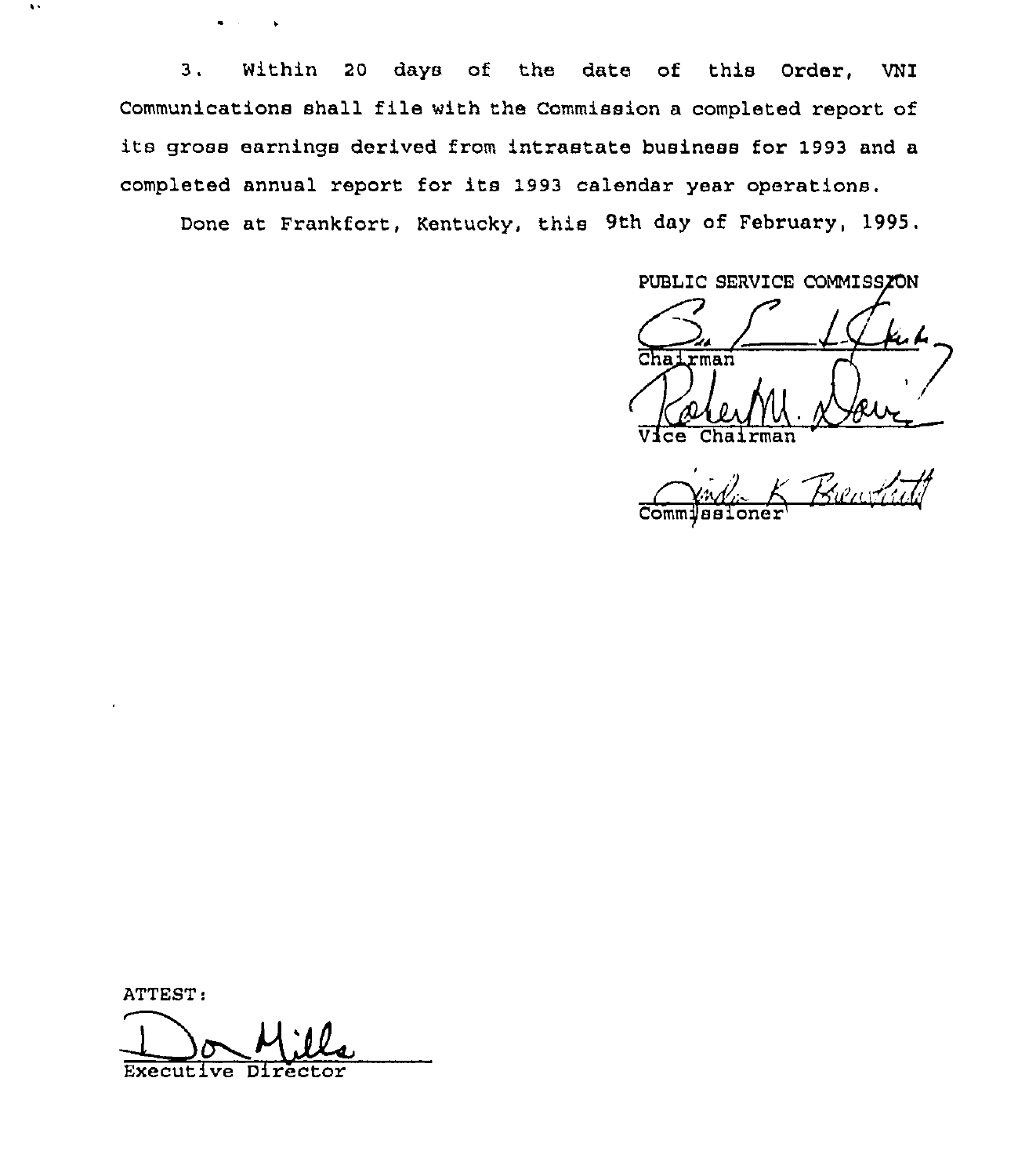3. Within 20 days of the date of this Order, VNI Communications shall file with the Commission a completed report of its gross earnings derived from intrastate business for 1993 and a completed annual report for its 1993 calendar year operations.

Done at Frankfort, Kentucky, this 9th day of February, 1995.

PUBLIC SERVICE COMMISSION

Chairman

Vice Chairman

Commissioner

ATTEST:

Executive Director